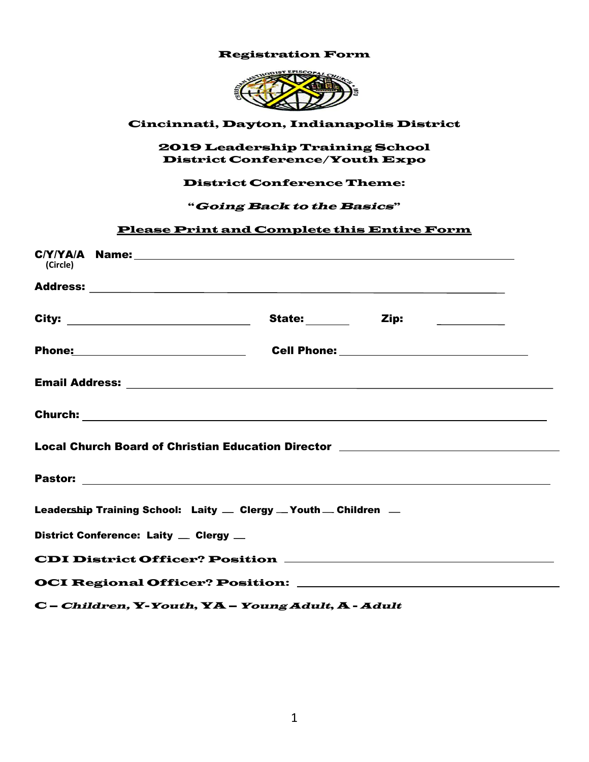# Registration Form

## Cincinnati, Dayton, Indianapolis District

## 2019 Leadership Training School
## District Conference/Youth Expo

### District Conference Theme:

### "*Going Back to the Basics*"

**<u>Please Print and Complete this Entire Form</u>**

**C/Y/YA/A** (Circle) **Name:** ________________________________________________

**Address:** ________________________________________________

**City:** ____________________ **State:** ________ **Zip:** ________

**Phone:** ____________________ **Cell Phone:** ____________________

**Email Address:** ________________________________________________

**Church:** ________________________________________________

**Local Church Board of Christian Education Director** ____________________

**Pastor:** ________________________________________________

**Leadership Training School: Laity __ Clergy __ Youth __ Children __**

**District Conference: Laity __ Clergy __**

**CDI District Officer? Position** ____________________

**OCI Regional Officer? Position:** ____________________

**C – *Children,* Y-*Youth,* YA – *Young Adult,* A - *Adult***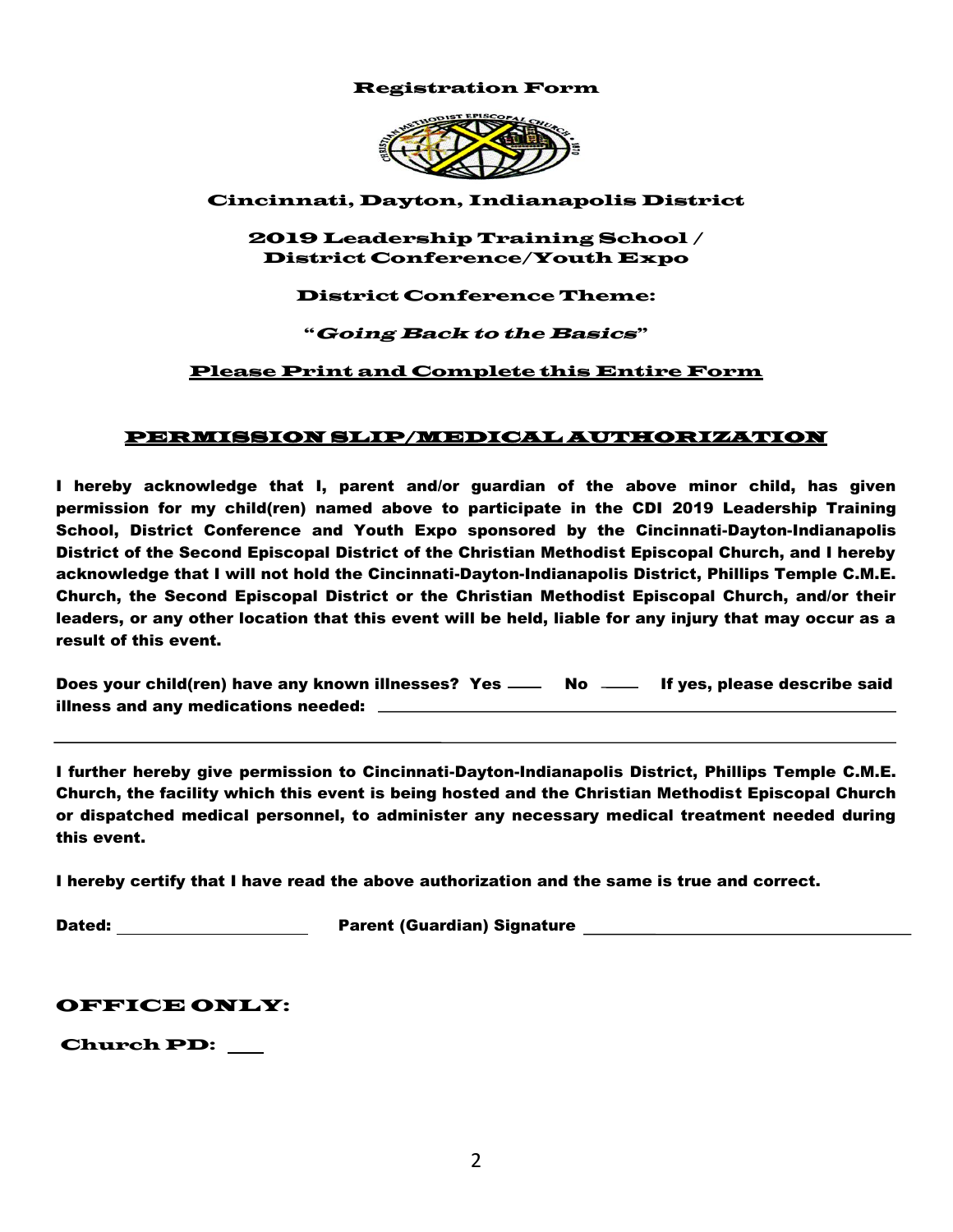# Registration Form

## Cincinnati, Dayton, Indianapolis District

## 2019 Leadership Training School / District Conference/Youth Expo

### District Conference Theme:

### "*Going Back to the Basics*"

**Please Print and Complete this Entire Form**

## PERMISSION SLIP/MEDICAL AUTHORIZATION

**I hereby acknowledge that I, parent and/or guardian of the above minor child, has given permission for my child(ren) named above to participate in the CDI 2019 Leadership Training School, District Conference and Youth Expo sponsored by the Cincinnati-Dayton-Indianapolis District of the Second Episcopal District of the Christian Methodist Episcopal Church, and I hereby acknowledge that I will not hold the Cincinnati-Dayton-Indianapolis District, Phillips Temple C.M.E. Church, the Second Episcopal District or the Christian Methodist Episcopal Church, and/or their leaders, or any other location that this event will be held, liable for any injury that may occur as a result of this event.**

**Does your child(ren) have any known illnesses? Yes \_\_\_\_ No \_\_\_\_ If yes, please describe said illness and any medications needed:** \_\_\_\_\_\_\_\_\_\_\_\_\_\_\_\_\_\_\_\_\_\_\_\_\_\_\_\_\_\_\_\_\_\_\_\_\_\_\_\_

\_\_\_\_\_\_\_\_\_\_\_\_\_\_\_\_\_\_\_\_\_\_\_\_\_\_\_\_\_\_\_\_\_\_\_\_\_\_\_\_\_\_\_\_\_\_\_\_\_\_\_\_\_\_\_\_\_\_\_\_\_\_\_\_\_\_\_\_\_\_\_\_\_\_\_\_

**I further hereby give permission to Cincinnati-Dayton-Indianapolis District, Phillips Temple C.M.E. Church, the facility which this event is being hosted and the Christian Methodist Episcopal Church or dispatched medical personnel, to administer any necessary medical treatment needed during this event.**

**I hereby certify that I have read the above authorization and the same is true and correct.**

**Dated:** \_\_\_\_\_\_\_\_\_\_\_\_\_\_\_\_\_\_\_\_ **Parent (Guardian) Signature** \_\_\_\_\_\_\_\_\_\_\_\_\_\_\_\_\_\_\_\_\_\_\_\_\_\_\_\_\_\_\_\_\_\_\_\_

**OFFICE ONLY:**

**Church PD:** \_\_\_\_